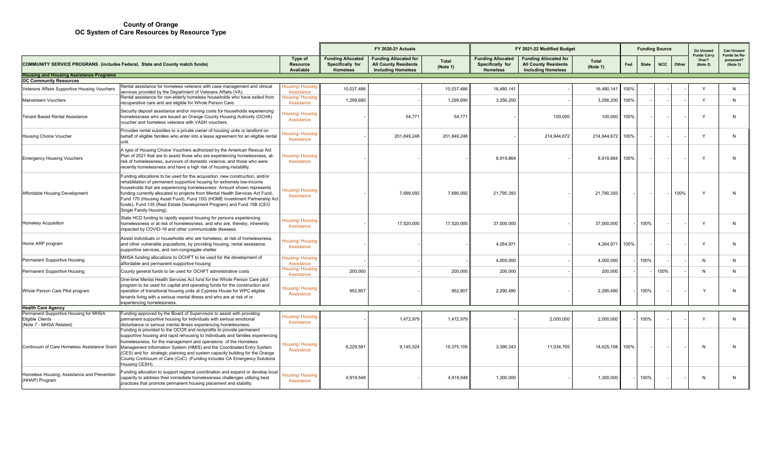# County of Orange
## OC System of Care Resources by Resource Type

| COMMUNITY SERVICE PROGRAMS (includes Federal, State and County match funds) | | Type of Resource Available | FY 2020-21 Actuals | | | FY 2021-22 Modified Budget | | | Funding Source | | | | Do Unused Funds Carry Over? (Note 2) | Can Unused Funds be Re-purposed? (Note 3) |
|---|---|---|---|---|---|---|---|---|---|---|---|---|---|---|
| | | | Funding Allocated Specifically for Homeless | Funding Allocated for All County Residents Including Homeless | Total (Note 1) | Funding Allocated Specifically for Homeless | Funding Allocated for All County Residents Including Homeless | Total (Note 1) | Fed | State | NCC | Other | | |
| **Housing and Housing Assistance Programs** | | | | | | | | | | | | | | |
| **OC Community Resources** | | | | | | | | | | | | | | |
| Veterans Affairs Supportive Housing Vouchers | Rental assistance for homeless veterans with case management and clinical services provided by the Department of Veterans Affairs (VA). | Housing/ Housing Assistance | 10,037,486 | | 10,037,486 | 16,480,141 | - | 16,480,141 | 100% | - | - | - | Y | N |
| Mainstream Vouchers | Rental assistance for non-elderly homeless households who have exited from recuperative care and are eligible for Whole Person Care. | Housing/ Housing Assistance | 1,299,690 | - | 1,299,690 | 3,256,200 | - | 3,256,200 | 100% | - | - | - | Y | N |
| Tenant Based Rental Assistance | Security deposit assistance and/or moving costs for households experiencing homelessness who are issued an Orange County Housing Authority (OCHA) voucher and homeless veterans with VASH vouchers. | Housing/ Housing Assistance | - | 54,771 | 54,771 | - | 100,000 | 100,000 | 100% | - | - | - | Y | N |
| Housing Choice Voucher | Provides rental subsidies to a private owner of housing units or landlord on behalf of eligible families who enter into a lease agreement for an eligible rental unit. | Housing/ Housing Assistance | - | 201,849,248 | 201,849,248 | - | 214,944,672 | 214,944,672 | 100% | - | - | - | Y | N |
| Emergency Housing Vouchers | A type of Housing Choice Vouchers authorized by the American Rescue Act Plan of 2021 that are to assist those who are experiencing homelessness, at-risk of homelessness, survivors of domestic violence, and those who were recently homelessness and have a high risk of housing instability. | Housing/ Housing Assistance | - | - | - | 8,919,864 | - | 8,919,864 | 100% | - | - | - | Y | N |
| Affordable Housing Development | Funding allocations to be used for the acquisition, new construction, and/or rehabilitation of permanent supportive housing for extremely low-income households that are experiencing homelessness. Amount shown represents funding currently allocated to projects from Mental Health Services Act Fund, Fund 170 (Housing Asset Fund), Fund 15G (HOME Investment Partnership Act funds), Fund 135 (Real Estate Development Program) and Fund 15B (CEO Single Family Housing). | Housing/ Housing Assistance | - | 7,686,092 | 7,686,092 | 21,790,393 | - | 21,790,393 | - | - | - | 100% | Y | N |
| Homekey Acquisition | State HCD funding to rapidly expand housing for persons experiencing homelessness or at risk of homelessness, and who are, thereby, inherently impacted by COVID-19 and other communicable diseases. | Housing/ Housing Assistance | - | 17,520,000 | 17,520,000 | 37,000,000 | - | 37,000,000 | - | 100% | - | - | Y | N |
| Home ARP program | Assist individuals or households who are homeless, at risk of homelessness, and other vulnerable populations, by providing housing, rental assistance, supportive services, and non-congregate shelter | Housing/ Housing Assistance | - | - | - | 4,264,971 | - | 4,264,971 | 100% | - | - | - | Y | N |
| Permanent Supportive Housing | MHSA funding allocations to OCHFT to be used for the development of affordable and permanent supportive housing | Housing/ Housing Assistance | - | - | - | 4,000,000 | - | 4,000,000 | - | 100% | - | - | N | N |
| Permanent Supportive Housing | County general funds to be used for OCHFT administrative costs | Housing/ Housing Assistance | 200,000 | - | 200,000 | 200,000 | - | 200,000 | - | - | 100% | - | N | N |
| Whole Person Care Pilot program | One-time Mental Health Services Act fund for the Whole Person Care pilot program to be used for capital and operating funds for the construction and operation of transitional housing units at Cypress House for WPC eligible tenants living with a serious mental illness and who are at risk of or experiencing homelessness. | Housing/ Housing Assistance | 952,807 | - | 952,807 | 2,290,480 | - | 2,290,480 | - | 100% | - | - | Y | N |
| **Health Care Agency** | | | | | | | | | | | | | | |
| Permanent Supportive Housing for MHSA Eligible Clients (Note 7 - MHSA Related) | Funding approved by the Board of Supervisors to assist with providing permanent supportive housing for individuals with serious emotional disturbance or serious mental illness experiencing homelessness. | Housing/ Housing Assistance | - | 1,472,979 | 1,472,979 | - | 2,000,000 | 2,000,000 | - | 100% | - | - | Y | N |
| Continuum of Care Homeless Assistance Grant | Funding is provided to the OCCR and nonprofits to provide permanent supportive housing and rapid rehousing to individuals and families experiencing homelessness, for the management and operations of the Homeless Management Information System (HMIS) and the Coordinated Entry System (CES) and for strategic planning and system capacity building for the Orange County Continuum of Care (CoC). (Funding includes CA Emergency Solutions Housing CESH). | Housing/ Housing Assistance | 6,229,581 | 9,145,524 | 15,375,105 | 3,390,343 | 11,034,765 | 14,425,108 | 100% | - | - | - | N | N |
| Homeless Housing, Assistance and Prevention (HHAP) Program | Funding allocation to support regional coordination and expand or develop local capacity to address their immediate homelessness challenges utilizing best practices that promote permanent housing placement and stability. | Housing/ Housing Assistance | 4,919,548 | - | 4,919,548 | 1,300,000 | - | 1,300,000 | - | 100% | - | - | N | N |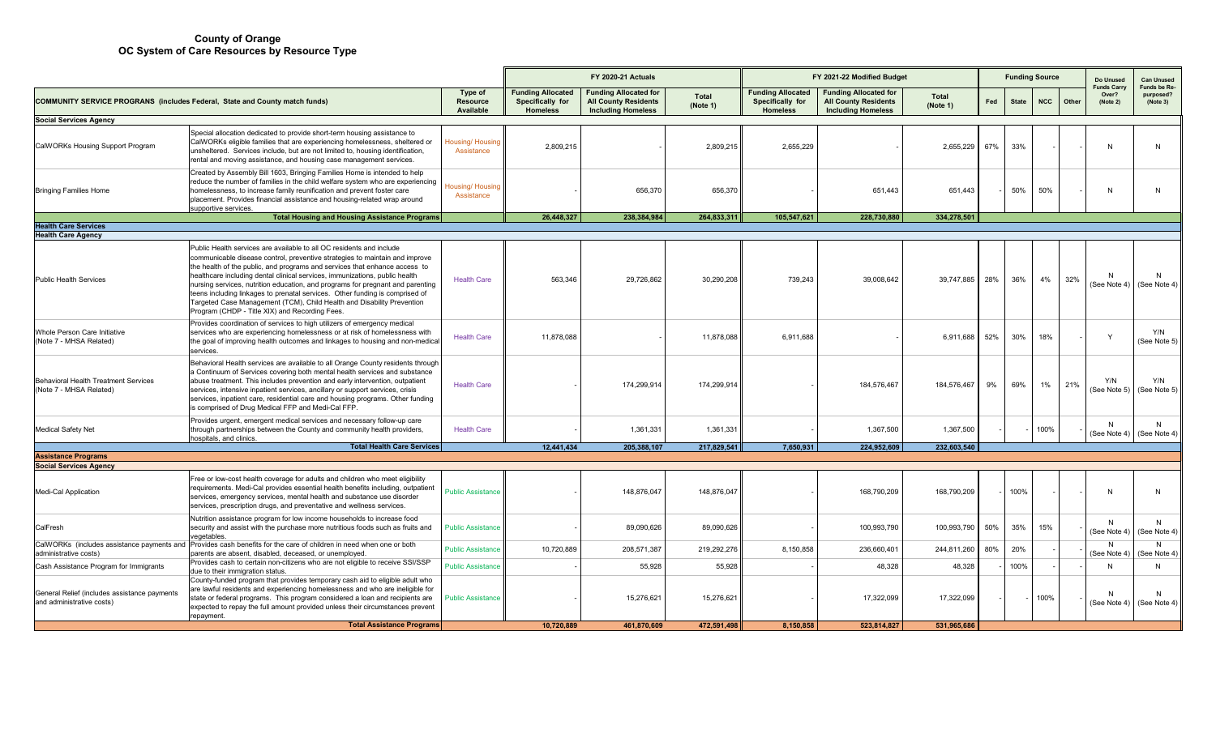**County of Orange**
**OC System of Care Resources by Resource Type**

| COMMUNITY SERVICE PROGRAMS (includes Federal, State and County match funds) | | Type of Resource Available | FY 2020-21 Actuals | | | FY 2021-22 Modified Budget | | | Funding Source | | | | Do Unused Funds Carry Over? (Note 2) | Can Unused Funds be Re-purposed? (Note 3) |
|---|---|---|---|---|---|---|---|---|---|---|---|---|---|---|
| | | | Funding Allocated Specifically for Homeless | Funding Allocated for All County Residents Including Homeless | Total (Note 1) | Funding Allocated Specifically for Homeless | Funding Allocated for All County Residents Including Homeless | Total (Note 1) | Fed | State | NCC | Other | | |
| **Social Services Agency** | | | | | | | | | | | | | | |
| CalWORKs Housing Support Program | Special allocation dedicated to provide short-term housing assistance to CalWORKs eligible families that are experiencing homelessness, sheltered or unsheltered. Services include, but are not limited to, housing identification, rental and moving assistance, and housing case management services. | Housing/ Housing Assistance | 2,809,215 | - | 2,809,215 | 2,655,229 | - | 2,655,229 | 67% | 33% | - | - | N | N |
| Bringing Families Home | Created by Assembly Bill 1603, Bringing Families Home is intended to help reduce the number of families in the child welfare system who are experiencing homelessness, to increase family reunification and prevent foster care placement. Provides financial assistance and housing-related wrap around supportive services. | Housing/ Housing Assistance | - | 656,370 | 656,370 | - | 651,443 | 651,443 | - | 50% | 50% | - | N | N |
| | **Total Housing and Housing Assistance Programs** | | **26,448,327** | **238,384,984** | **264,833,311** | **105,547,621** | **228,730,880** | **334,278,501** | | | | | | |
| **Health Care Services** | | | | | | | | | | | | | | |
| **Health Care Agency** | | | | | | | | | | | | | | |
| Public Health Services | Public Health services are available to all OC residents and include communicable disease control, preventive strategies to maintain and improve the health of the public, and programs and services that enhance access to healthcare including dental clinical services, immunizations, public health nursing services, nutrition education, and programs for pregnant and parenting teens including linkages to prenatal services. Other funding is comprised of Targeted Case Management (TCM), Child Health and Disability Prevention Program (CHDP - Title XIX) and Recording Fees. | Health Care | 563,346 | 29,726,862 | 30,290,208 | 739,243 | 39,008,642 | 39,747,885 | 28% | 36% | 4% | 32% | N (See Note 4) | N (See Note 4) |
| Whole Person Care Initiative (Note 7 - MHSA Related) | Provides coordination of services to high utilizers of emergency medical services who are experiencing homelessness or at risk of homelessness with the goal of improving health outcomes and linkages to housing and non-medical services. | Health Care | 11,878,088 | - | 11,878,088 | 6,911,688 | - | 6,911,688 | 52% | 30% | 18% | - | Y | Y/N (See Note 5) |
| Behavioral Health Treatment Services (Note 7 - MHSA Related) | Behavioral Health services are available to all Orange County residents through a Continuum of Services covering both mental health services and substance abuse treatment. This includes prevention and early intervention, outpatient services, intensive inpatient services, ancillary or support services, crisis services, inpatient care, residential care and housing programs. Other funding is comprised of Drug Medical FFP and Medi-Cal FFP. | Health Care | - | 174,299,914 | 174,299,914 | - | 184,576,467 | 184,576,467 | 9% | 69% | 1% | 21% | Y/N (See Note 5) | Y/N (See Note 5) |
| Medical Safety Net | Provides urgent, emergent medical services and necessary follow-up care through partnerships between the County and community health providers, hospitals, and clinics. | Health Care | - | 1,361,331 | 1,361,331 | - | 1,367,500 | 1,367,500 | - | - | 100% | - | N (See Note 4) | N (See Note 4) |
| | **Total Health Care Services** | | **12,441,434** | **205,388,107** | **217,829,541** | **7,650,931** | **224,952,609** | **232,603,540** | | | | | | |
| **Assistance Programs** | | | | | | | | | | | | | | |
| **Social Services Agency** | | | | | | | | | | | | | | |
| Medi-Cal Application | Free or low-cost health coverage for adults and children who meet eligibility requirements. Medi-Cal provides essential health benefits including, outpatient services, emergency services, mental health and substance use disorder services, prescription drugs, and preventative and wellness services. | Public Assistance | - | 148,876,047 | 148,876,047 | - | 168,790,209 | 168,790,209 | - | 100% | - | - | N | N |
| CalFresh | Nutrition assistance program for low income households to increase food security and assist with the purchase more nutritious foods such as fruits and vegetables. | Public Assistance | - | 89,090,626 | 89,090,626 | - | 100,993,790 | 100,993,790 | 50% | 35% | 15% | - | N (See Note 4) | N (See Note 4) |
| CalWORKs (includes assistance payments and administrative costs) | Provides cash benefits for the care of children in need when one or both parents are absent, disabled, deceased, or unemployed. | Public Assistance | 10,720,889 | 208,571,387 | 219,292,276 | 8,150,858 | 236,660,401 | 244,811,260 | 80% | 20% | - | - | N (See Note 4) | N (See Note 4) |
| Cash Assistance Program for Immigrants | Provides cash to certain non-citizens who are not eligible to receive SSI/SSP due to their immigration status. | Public Assistance | - | 55,928 | 55,928 | - | 48,328 | 48,328 | - | 100% | - | - | N | N |
| General Relief (includes assistance payments and administrative costs) | County-funded program that provides temporary cash aid to eligible adult who are lawful residents and experiencing homelessness and who are ineligible for state or federal programs. This program considered a loan and recipients are expected to repay the full amount provided unless their circumstances prevent repayment. | Public Assistance | - | 15,276,621 | 15,276,621 | - | 17,322,099 | 17,322,099 | - | - | 100% | - | N (See Note 4) | N (See Note 4) |
| | **Total Assistance Programs** | | **10,720,889** | **461,870,609** | **472,591,498** | **8,150,858** | **523,814,827** | **531,965,686** | | | | | | |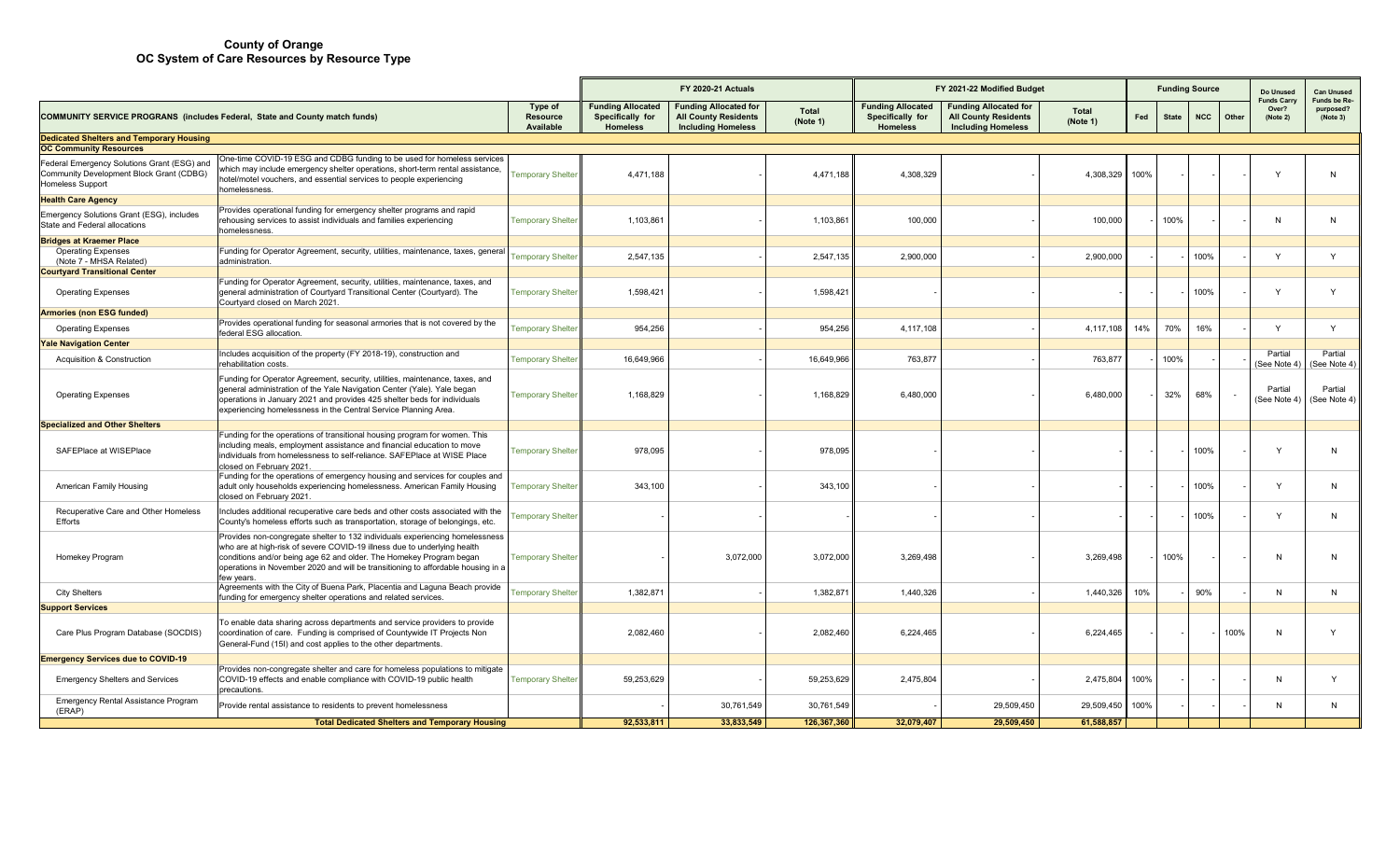# County of Orange
## OC System of Care Resources by Resource Type

| COMMUNITY SERVICE PROGRAMS (includes Federal, State and County match funds) | | Type of Resource Available | FY 2020-21 Actuals | | | FY 2021-22 Modified Budget | | | Funding Source | | | | Do Unused Funds Carry Over? (Note 2) | Can Unused Funds be Re-purposed? (Note 3) |
|---|---|---|---|---|---|---|---|---|---|---|---|---|---|---|
| | | | Funding Allocated Specifically for Homeless | Funding Allocated for All County Residents Including Homeless | Total (Note 1) | Funding Allocated Specifically for Homeless | Funding Allocated for All County Residents Including Homeless | Total (Note 1) | Fed | State | NCC | Other | | |
| **Dedicated Shelters and Temporary Housing** | | | | | | | | | | | | | | |
| **OC Community Resources** | | | | | | | | | | | | | | |
| Federal Emergency Solutions Grant (ESG) and Community Development Block Grant (CDBG) Homeless Support | One-time COVID-19 ESG and CDBG funding to be used for homeless services which may include emergency shelter operations, short-term rental assistance, hotel/motel vouchers, and essential services to people experiencing homelessness. | Temporary Shelter | 4,471,188 | - | 4,471,188 | 4,308,329 | - | 4,308,329 | 100% | - | - | - | Y | N |
| **Health Care Agency** | | | | | | | | | | | | | | |
| Emergency Solutions Grant (ESG), includes State and Federal allocations | Provides operational funding for emergency shelter programs and rapid rehousing services to assist individuals and families experiencing homelessness. | Temporary Shelter | 1,103,861 | - | 1,103,861 | 100,000 | - | 100,000 | - | 100% | - | - | N | N |
| **Bridges at Kraemer Place** | | | | | | | | | | | | | | |
| Operating Expenses (Note 7 - MHSA Related) | Funding for Operator Agreement, security, utilities, maintenance, taxes, general administration. | Temporary Shelter | 2,547,135 | - | 2,547,135 | 2,900,000 | - | 2,900,000 | - | - | 100% | - | Y | Y |
| **Courtyard Transitional Center** | | | | | | | | | | | | | | |
| Operating Expenses | Funding for Operator Agreement, security, utilities, maintenance, taxes, and general administration of Courtyard Transitional Center (Courtyard). The Courtyard closed on March 2021. | Temporary Shelter | 1,598,421 | - | 1,598,421 | - | - | - | - | - | 100% | - | Y | Y |
| **Armories (non ESG funded)** | | | | | | | | | | | | | | |
| Operating Expenses | Provides operational funding for seasonal armories that is not covered by the federal ESG allocation. | Temporary Shelter | 954,256 | - | 954,256 | 4,117,108 | - | 4,117,108 | 14% | 70% | 16% | - | Y | Y |
| **Yale Navigation Center** | | | | | | | | | | | | | | |
| Acquisition & Construction | Includes acquisition of the property (FY 2018-19), construction and rehabilitation costs. | Temporary Shelter | 16,649,966 | - | 16,649,966 | 763,877 | - | 763,877 | - | 100% | - | - | Partial (See Note 4) | Partial (See Note 4) |
| Operating Expenses | Funding for Operator Agreement, security, utilities, maintenance, taxes, and general administration of the Yale Navigation Center (Yale). Yale began operations in January 2021 and provides 425 shelter beds for individuals experiencing homelessness in the Central Service Planning Area. | Temporary Shelter | 1,168,829 | - | 1,168,829 | 6,480,000 | - | 6,480,000 | - | 32% | 68% | - | Partial (See Note 4) | Partial (See Note 4) |
| **Specialized and Other Shelters** | | | | | | | | | | | | | | |
| SAFEPlace at WISEPlace | Funding for the operations of transitional housing program for women. This including meals, employment assistance and financial education to move individuals from homelessness to self-reliance. SAFEPlace at WISE Place closed on February 2021. | Temporary Shelter | 978,095 | - | 978,095 | - | - | - | - | - | 100% | - | Y | N |
| American Family Housing | Funding for the operations of emergency housing and services for couples and adult only households experiencing homelessness. American Family Housing closed on February 2021. | Temporary Shelter | 343,100 | - | 343,100 | - | - | - | - | - | 100% | - | Y | N |
| Recuperative Care and Other Homeless Efforts | Includes additional recuperative care beds and other costs associated with the County's homeless efforts such as transportation, storage of belongings, etc. | Temporary Shelter | - | - | - | - | - | - | - | - | 100% | - | Y | N |
| Homekey Program | Provides non-congregate shelter to 132 individuals experiencing homelessness who are at high-risk of severe COVID-19 illness due to underlying health conditions and/or being age 62 and older. The Homekey Program began operations in November 2020 and will be transitioning to affordable housing in a few years. | Temporary Shelter | - | 3,072,000 | 3,072,000 | 3,269,498 | - | 3,269,498 | - | 100% | - | - | N | N |
| City Shelters | Agreements with the City of Buena Park, Placentia and Laguna Beach provide funding for emergency shelter operations and related services. | Temporary Shelter | 1,382,871 | - | 1,382,871 | 1,440,326 | - | 1,440,326 | 10% | - | 90% | - | N | N |
| **Support Services** | | | | | | | | | | | | | | |
| Care Plus Program Database (SOCDIS) | To enable data sharing across departments and service providers to provide coordination of care. Funding is comprised of Countywide IT Projects Non General-Fund (15I) and cost applies to the other departments. | | 2,082,460 | - | 2,082,460 | 6,224,465 | - | 6,224,465 | - | - | - | 100% | N | Y |
| **Emergency Services due to COVID-19** | | | | | | | | | | | | | | |
| Emergency Shelters and Services | Provides non-congregate shelter and care for homeless populations to mitigate COVID-19 effects and enable compliance with COVID-19 public health precautions. | Temporary Shelter | 59,253,629 | - | 59,253,629 | 2,475,804 | - | 2,475,804 | 100% | - | - | - | N | Y |
| Emergency Rental Assistance Program (ERAP) | Provide rental assistance to residents to prevent homelessness | | - | 30,761,549 | 30,761,549 | - | 29,509,450 | 29,509,450 | 100% | - | - | - | N | N |
| **Total Dedicated Shelters and Temporary Housing** | | | **92,533,811** | **33,833,549** | **126,367,360** | **32,079,407** | **29,509,450** | **61,588,857** | | | | | | |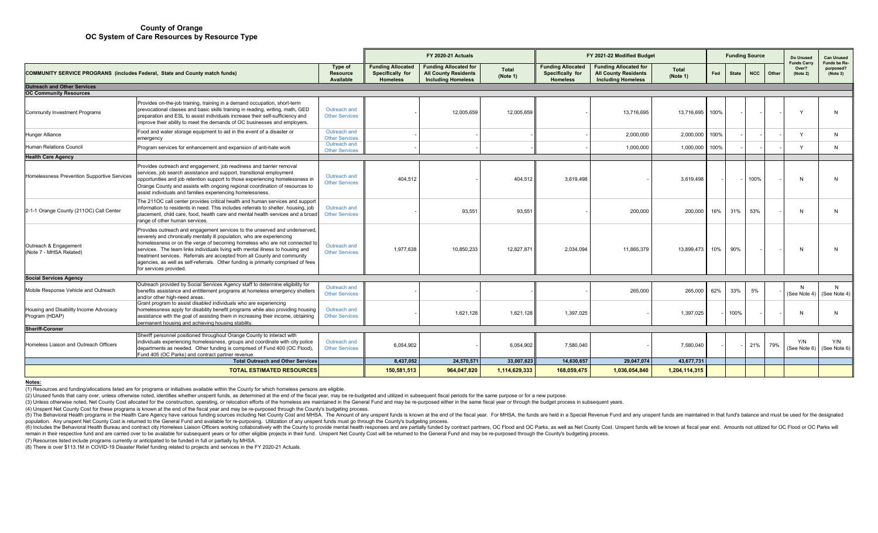**County of Orange**
**OC System of Care Resources by Resource Type**

| COMMUNITY SERVICE PROGRAMS (includes Federal, State and County match funds) | | Type of Resource Available | FY 2020-21 Actuals | | | FY 2021-22 Modified Budget | | | Funding Source | | | | Do Unused Funds Carry Over? (Note 2) | Can Unused Funds be Re-purposed? (Note 3) |
|---|---|---|---|---|---|---|---|---|---|---|---|---|---|---|
| | | | Funding Allocated Specifically for Homeless | Funding Allocated for All County Residents Including Homeless | Total (Note 1) | Funding Allocated Specifically for Homeless | Funding Allocated for All County Residents Including Homeless | Total (Note 1) | Fed | State | NCC | Other | | |
| **Outreach and Other Services** | | | | | | | | | | | | | | |
| **OC Community Resources** | | | | | | | | | | | | | | |
| Community Investment Programs | Provides on-the-job training, training in a demand occupation, short-term prevocational classes and basic skills training in reading, writing, math, GED preparation and ESL to assist individuals increase their self-sufficiency and improve their ability to meet the demands of OC businesses and employers. | Outreach and Other Services | - | 12,005,659 | 12,005,659 | - | 13,716,695 | 13,716,695 | 100% | - | - | - | Y | N |
| Hunger Alliance | Food and water storage equipment to aid in the event of a disaster or emergency | Outreach and Other Services | - | - | - | - | 2,000,000 | 2,000,000 | 100% | - | - | - | Y | N |
| Human Relations Council | Program services for enhancement and expansion of anti-hate work | Outreach and Other Services | - | - | - | - | 1,000,000 | 1,000,000 | 100% | - | - | - | Y | N |
| **Health Care Agency** | | | | | | | | | | | | | | |
| Homelessness Prevention Supportive Services | Provides outreach and engagement, job readiness and barrier removal services, job search assistance and support, transitional employment opportunities and job retention support to those experiencing homelessness in Orange County and assists with ongoing regional coordination of resources to assist individuals and families experiencing homelessness. | Outreach and Other Services | 404,512 | - | 404,512 | 3,619,498 | - | 3,619,498 | - | - | 100% | - | N | N |
| 2-1-1 Orange County (211OC) Call Center | The 211OC call center provides critical health and human services and support information to residents in need. This includes referrals to shelter, housing, job placement, child care, food, health care and mental health services and a broad range of other human services. | Outreach and Other Services | - | 93,551 | 93,551 | - | 200,000 | 200,000 | 16% | 31% | 53% | - | N | N |
| Outreach & Engagement (Note 7 - MHSA Related) | Provides outreach and engagement services to the unserved and underserved, severely and chronically mentally ill population, who are experiencing homelessness or on the verge of becoming homeless who are not connected to services. The team links individuals living with mental illness to housing and treatment services. Referrals are accepted from all County and community agencies, as well as self-referrals. Other funding is primarily comprised of fees for services provided. | Outreach and Other Services | 1,977,638 | 10,850,233 | 12,827,871 | 2,034,094 | 11,865,379 | 13,899,473 | 10% | 90% | - | - | N | N |
| **Social Services Agency** | | | | | | | | | | | | | | |
| Mobile Response Vehicle and Outreach | Outreach provided by Social Services Agency staff to determine eligibility for benefits assistance and entitlement programs at homeless emergency shelters and/or other high-need areas. | Outreach and Other Services | - | - | - | - | 265,000 | 265,000 | 62% | 33% | 5% | - | N (See Note 4) | N (See Note 4) |
| Housing and Disability Income Advocacy Program (HDAP) | Grant program to assist disabled individuals who are experiencing homelessness apply for disability benefit programs while also providing housing assistance with the goal of assisting them in increasing their income, obtaining permanent housing and achieving housing stability. | Outreach and Other Services | - | 1,621,128 | 1,621,128 | 1,397,025 | - | 1,397,025 | - | 100% | - | - | N | N |
| **Sheriff-Coroner** | | | | | | | | | | | | | | |
| Homeless Liaison and Outreach Officers | Sheriff personnel positioned throughout Orange County to interact with individuals experiencing homelessness, groups and coordinate with city police departments as needed. Other funding is comprised of Fund 400 (OC Flood), Fund 405 (OC Parks) and contract partner revenue. | Outreach and Other Services | 6,054,902 | - | 6,054,902 | 7,580,040 | - | 7,580,040 | - | - | 21% | 79% | Y/N (See Note 6) | Y/N (See Note 6) |
| | **Total Outreach and Other Services** | | **8,437,052** | **24,570,571** | **33,007,623** | **14,630,657** | **29,047,074** | **43,677,731** | | | | | | |
| | **TOTAL ESTIMATED RESOURCES** | | **150,581,513** | **964,047,820** | **1,114,629,333** | **168,059,475** | **1,036,054,840** | **1,204,114,315** | | | | | | |

**Notes:**

(1) Resources and funding/allocations listed are for programs or initiatives available within the County for which homeless persons are eligible.

(2) Unused funds that carry over, unless otherwise noted, identifies whether unspent funds, as determined at the end of the fiscal year, may be re-budgeted and utilized in subsequent fiscal periods for the same purpose or for a new purpose.

(3) Unless otherwise noted, Net County Cost allocated for the construction, operating, or relocation efforts of the homeless are maintained in the General Fund and may be re-purposed either in the same fiscal year or through the budget process in subsequent years.

(4) Unspent Net County Cost for these programs is known at the end of the fiscal year and may be re-purposed through the County's budgeting process.

(5) The Behavioral Health programs in the Health Care Agency have various funding sources including Net County Cost and MHSA. The Amount of any unspent funds is known at the end of the fiscal year. For MHSA, the funds are held in a Special Revenue Fund and any unspent funds are maintained in that fund's balance and must be used for the designated population. Any unspent Net County Cost is returned to the General Fund and available for re-purposing. Utilization of any unspent funds must go through the County's budgeting process.

(6) Includes the Behavioral Health Bureau and contract city Homeless Liaison Officers working collaboratively with the County to provide mental health responses and are partially funded by contract partners, OC Flood and OC Parks, as well as Net County Cost. Unspent funds will be known at fiscal year end. Amounts not utilized for OC Flood or OC Parks will remain in their respective fund and are carried over to be available for subsequent years or for other eligible projects in their fund. Unspent Net County Cost will be returned to the General Fund and may be re-purposed through the County's budgeting process.

(7) Resources listed include programs currently or anticipated to be funded in full or partially by MHSA.

(8) There is over $113.1M in COVID-19 Disaster Relief funding related to projects and services in the FY 2020-21 Actuals.